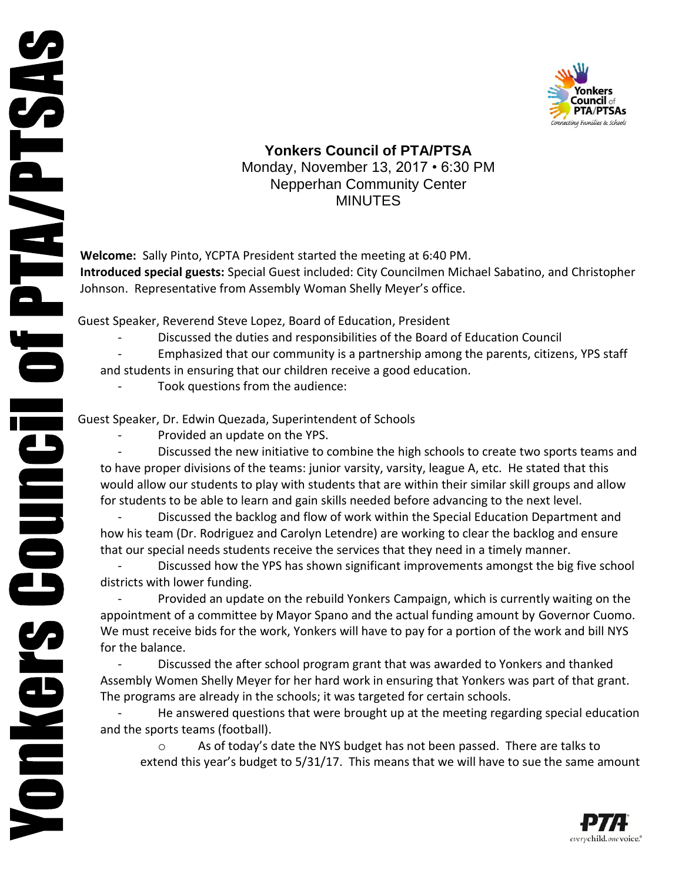# Yonkers Council of PTA/PTSA

Monday, November 13, 2017 • 6:30 PM
Nepperhan Community Center
MINUTES

**Welcome:** Sally Pinto, YCPTA President started the meeting at 6:40 PM.
**Introduced special guests:** Special Guest included: City Councilmen Michael Sabatino, and Christopher Johnson. Representative from Assembly Woman Shelly Meyer's office.

Guest Speaker, Reverend Steve Lopez, Board of Education, President

- Discussed the duties and responsibilities of the Board of Education Council
- Emphasized that our community is a partnership among the parents, citizens, YPS staff and students in ensuring that our children receive a good education.
- Took questions from the audience:

Guest Speaker, Dr. Edwin Quezada, Superintendent of Schools

- Provided an update on the YPS.
- Discussed the new initiative to combine the high schools to create two sports teams and to have proper divisions of the teams: junior varsity, varsity, league A, etc. He stated that this would allow our students to play with students that are within their similar skill groups and allow for students to be able to learn and gain skills needed before advancing to the next level.
- Discussed the backlog and flow of work within the Special Education Department and how his team (Dr. Rodriguez and Carolyn Letendre) are working to clear the backlog and ensure that our special needs students receive the services that they need in a timely manner.
- Discussed how the YPS has shown significant improvements amongst the big five school districts with lower funding.
- Provided an update on the rebuild Yonkers Campaign, which is currently waiting on the appointment of a committee by Mayor Spano and the actual funding amount by Governor Cuomo. We must receive bids for the work, Yonkers will have to pay for a portion of the work and bill NYS for the balance.
- Discussed the after school program grant that was awarded to Yonkers and thanked Assembly Women Shelly Meyer for her hard work in ensuring that Yonkers was part of that grant. The programs are already in the schools; it was targeted for certain schools.
- He answered questions that were brought up at the meeting regarding special education and the sports teams (football).
  - As of today's date the NYS budget has not been passed. There are talks to extend this year's budget to 5/31/17. This means that we will have to sue the same amount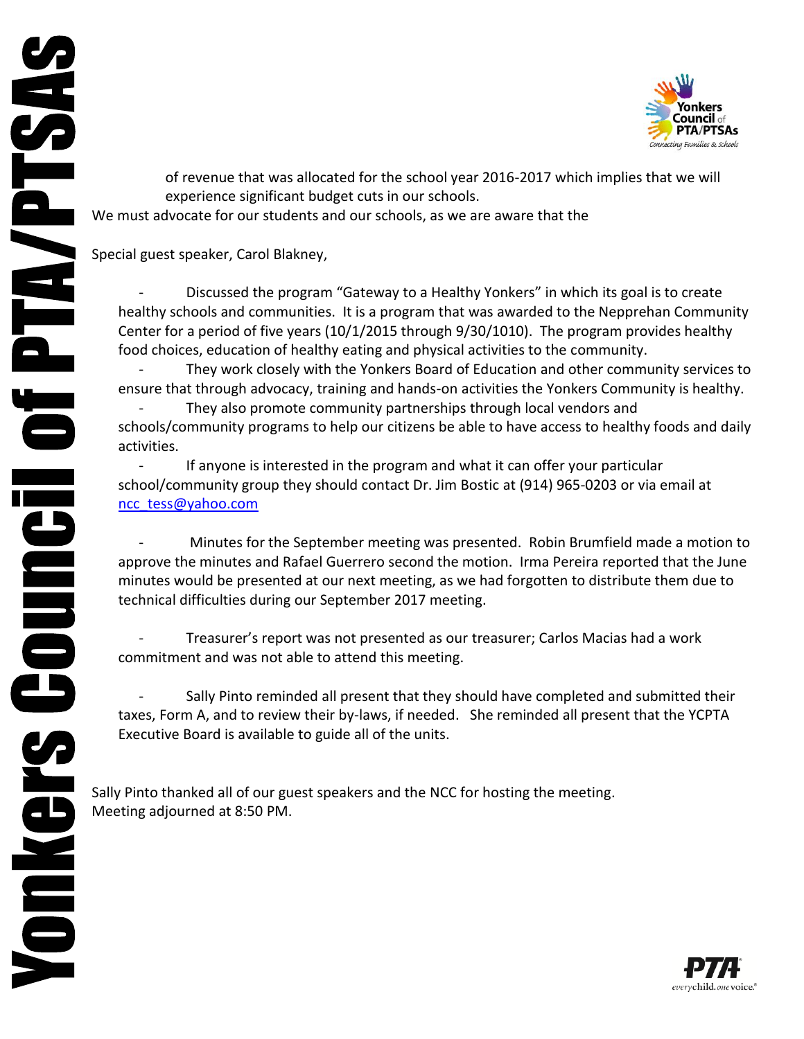of revenue that was allocated for the school year 2016-2017 which implies that we will experience significant budget cuts in our schools.

We must advocate for our students and our schools, as we are aware that the

Special guest speaker, Carol Blakney,

- Discussed the program "Gateway to a Healthy Yonkers" in which its goal is to create healthy schools and communities. It is a program that was awarded to the Nepprehan Community Center for a period of five years (10/1/2015 through 9/30/1010). The program provides healthy food choices, education of healthy eating and physical activities to the community.
- They work closely with the Yonkers Board of Education and other community services to ensure that through advocacy, training and hands-on activities the Yonkers Community is healthy.
- They also promote community partnerships through local vendors and schools/community programs to help our citizens be able to have access to healthy foods and daily activities.
- If anyone is interested in the program and what it can offer your particular school/community group they should contact Dr. Jim Bostic at (914) 965-0203 or via email at ncc_tess@yahoo.com

- Minutes for the September meeting was presented. Robin Brumfield made a motion to approve the minutes and Rafael Guerrero second the motion. Irma Pereira reported that the June minutes would be presented at our next meeting, as we had forgotten to distribute them due to technical difficulties during our September 2017 meeting.

- Treasurer's report was not presented as our treasurer; Carlos Macias had a work commitment and was not able to attend this meeting.

- Sally Pinto reminded all present that they should have completed and submitted their taxes, Form A, and to review their by-laws, if needed. She reminded all present that the YCPTA Executive Board is available to guide all of the units.

Sally Pinto thanked all of our guest speakers and the NCC for hosting the meeting.
Meeting adjourned at 8:50 PM.